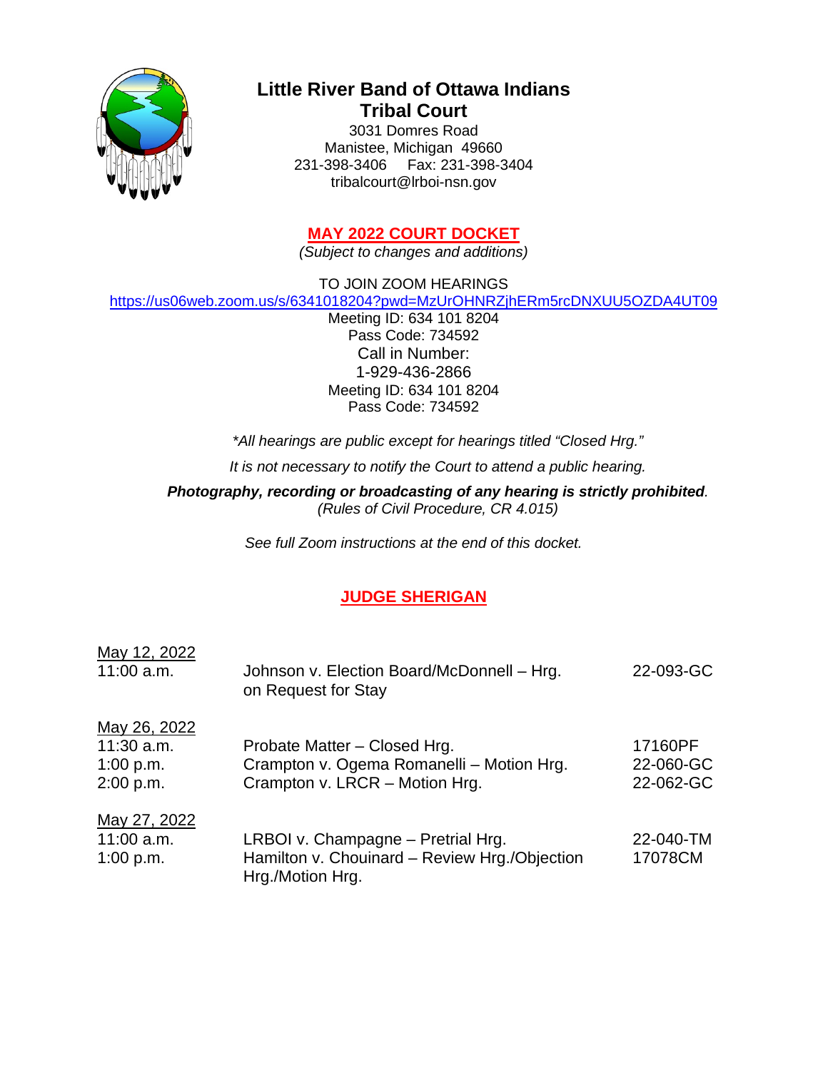# Little River Band of Ottawa Indians
# Tribal Court

3031 Domres Road
Manistee, Michigan 49660
231-398-3406 Fax: 231-398-3404
tribalcourt@lrboi-nsn.gov

## MAY 2022 COURT DOCKET

*(Subject to changes and additions)*

TO JOIN ZOOM HEARINGS
https://us06web.zoom.us/s/6341018204?pwd=MzUrOHNRZjhERm5rcDNXUU5OZDA4UT09
Meeting ID: 634 101 8204
Pass Code: 734592
Call in Number:
1-929-436-2866
Meeting ID: 634 101 8204
Pass Code: 734592

*\*All hearings are public except for hearings titled "Closed Hrg."*

*It is not necessary to notify the Court to attend a public hearing.*

***Photography, recording or broadcasting of any hearing is strictly prohibited**.*
*(Rules of Civil Procedure, CR 4.015)*

*See full Zoom instructions at the end of this docket.*

## JUDGE SHERIGAN

| | | |
|---|---|---|
| May 12, 2022 | | |
| 11:00 a.m. | Johnson v. Election Board/McDonnell – Hrg. on Request for Stay | 22-093-GC |
| May 26, 2022 | | |
| 11:30 a.m. | Probate Matter – Closed Hrg. | 17160PF |
| 1:00 p.m. | Crampton v. Ogema Romanelli – Motion Hrg. | 22-060-GC |
| 2:00 p.m. | Crampton v. LRCR – Motion Hrg. | 22-062-GC |
| May 27, 2022 | | |
| 11:00 a.m. | LRBOI v. Champagne – Pretrial Hrg. | 22-040-TM |
| 1:00 p.m. | Hamilton v. Chouinard – Review Hrg./Objection Hrg./Motion Hrg. | 17078CM |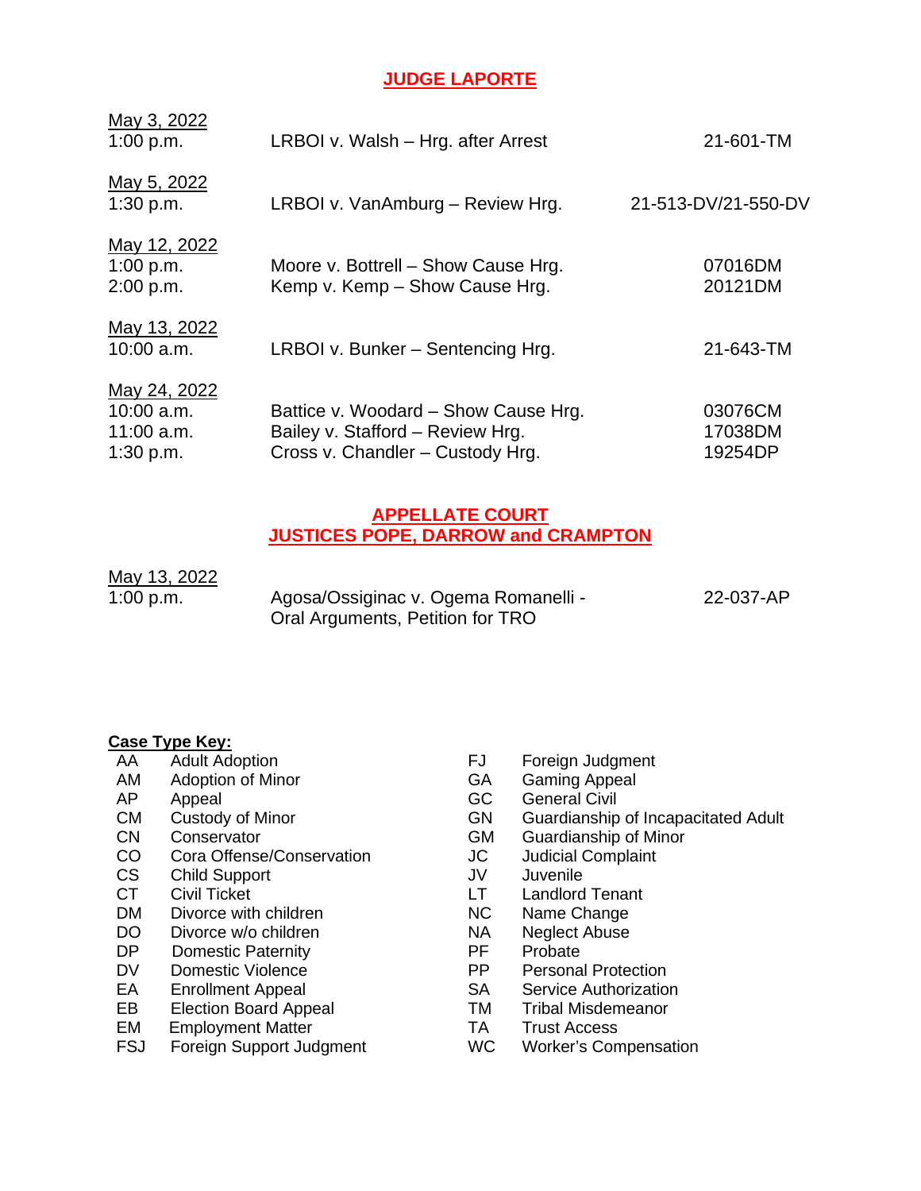## JUDGE LAPORTE

| | | |
|---|---|---|
| May 3, 2022 | | |
| 1:00 p.m. | LRBOI v. Walsh – Hrg. after Arrest | 21-601-TM |
| May 5, 2022 | | |
| 1:30 p.m. | LRBOI v. VanAmburg – Review Hrg. | 21-513-DV/21-550-DV |
| May 12, 2022 | | |
| 1:00 p.m. | Moore v. Bottrell – Show Cause Hrg. | 07016DM |
| 2:00 p.m. | Kemp v. Kemp – Show Cause Hrg. | 20121DM |
| May 13, 2022 | | |
| 10:00 a.m. | LRBOI v. Bunker – Sentencing Hrg. | 21-643-TM |
| May 24, 2022 | | |
| 10:00 a.m. | Battice v. Woodard – Show Cause Hrg. | 03076CM |
| 11:00 a.m. | Bailey v. Stafford – Review Hrg. | 17038DM |
| 1:30 p.m. | Cross v. Chandler – Custody Hrg. | 19254DP |

## APPELLATE COURT
## JUSTICES POPE, DARROW and CRAMPTON

| | | |
|---|---|---|
| May 13, 2022 | | |
| 1:00 p.m. | Agosa/Ossiginac v. Ogema Romanelli - Oral Arguments, Petition for TRO | 22-037-AP |

**Case Type Key:**

| | | | |
|---|---|---|---|
| AA | Adult Adoption | FJ | Foreign Judgment |
| AM | Adoption of Minor | GA | Gaming Appeal |
| AP | Appeal | GC | General Civil |
| CM | Custody of Minor | GN | Guardianship of Incapacitated Adult |
| CN | Conservator | GM | Guardianship of Minor |
| CO | Cora Offense/Conservation | JC | Judicial Complaint |
| CS | Child Support | JV | Juvenile |
| CT | Civil Ticket | LT | Landlord Tenant |
| DM | Divorce with children | NC | Name Change |
| DO | Divorce w/o children | NA | Neglect Abuse |
| DP | Domestic Paternity | PF | Probate |
| DV | Domestic Violence | PP | Personal Protection |
| EA | Enrollment Appeal | SA | Service Authorization |
| EB | Election Board Appeal | TM | Tribal Misdemeanor |
| EM | Employment Matter | TA | Trust Access |
| FSJ | Foreign Support Judgment | WC | Worker's Compensation |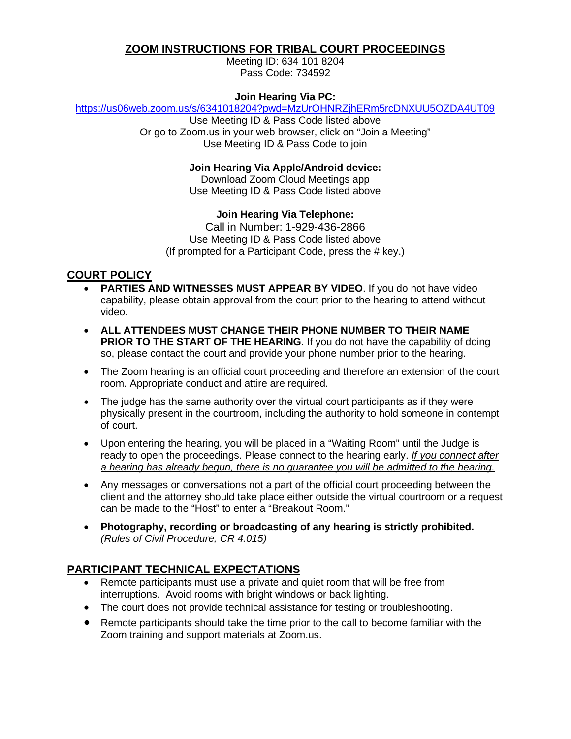# ZOOM INSTRUCTIONS FOR TRIBAL COURT PROCEEDINGS

Meeting ID: 634 101 8204
Pass Code: 734592

**Join Hearing Via PC:**

https://us06web.zoom.us/s/6341018204?pwd=MzUrOHNRZjhERm5rcDNXUU5OZDA4UT09
Use Meeting ID & Pass Code listed above
Or go to Zoom.us in your web browser, click on "Join a Meeting"
Use Meeting ID & Pass Code to join

**Join Hearing Via Apple/Android device:**

Download Zoom Cloud Meetings app
Use Meeting ID & Pass Code listed above

**Join Hearing Via Telephone:**

Call in Number: 1-929-436-2866
Use Meeting ID & Pass Code listed above
(If prompted for a Participant Code, press the # key.)

## COURT POLICY

- **PARTIES AND WITNESSES MUST APPEAR BY VIDEO**. If you do not have video capability, please obtain approval from the court prior to the hearing to attend without video.
- **ALL ATTENDEES MUST CHANGE THEIR PHONE NUMBER TO THEIR NAME PRIOR TO THE START OF THE HEARING**. If you do not have the capability of doing so, please contact the court and provide your phone number prior to the hearing.
- The Zoom hearing is an official court proceeding and therefore an extension of the court room. Appropriate conduct and attire are required.
- The judge has the same authority over the virtual court participants as if they were physically present in the courtroom, including the authority to hold someone in contempt of court.
- Upon entering the hearing, you will be placed in a "Waiting Room" until the Judge is ready to open the proceedings. Please connect to the hearing early. *If you connect after a hearing has already begun, there is no guarantee you will be admitted to the hearing.*
- Any messages or conversations not a part of the official court proceeding between the client and the attorney should take place either outside the virtual courtroom or a request can be made to the "Host" to enter a "Breakout Room."
- **Photography, recording or broadcasting of any hearing is strictly prohibited.** *(Rules of Civil Procedure, CR 4.015)*

## PARTICIPANT TECHNICAL EXPECTATIONS

- Remote participants must use a private and quiet room that will be free from interruptions. Avoid rooms with bright windows or back lighting.
- The court does not provide technical assistance for testing or troubleshooting.
- Remote participants should take the time prior to the call to become familiar with the Zoom training and support materials at Zoom.us.